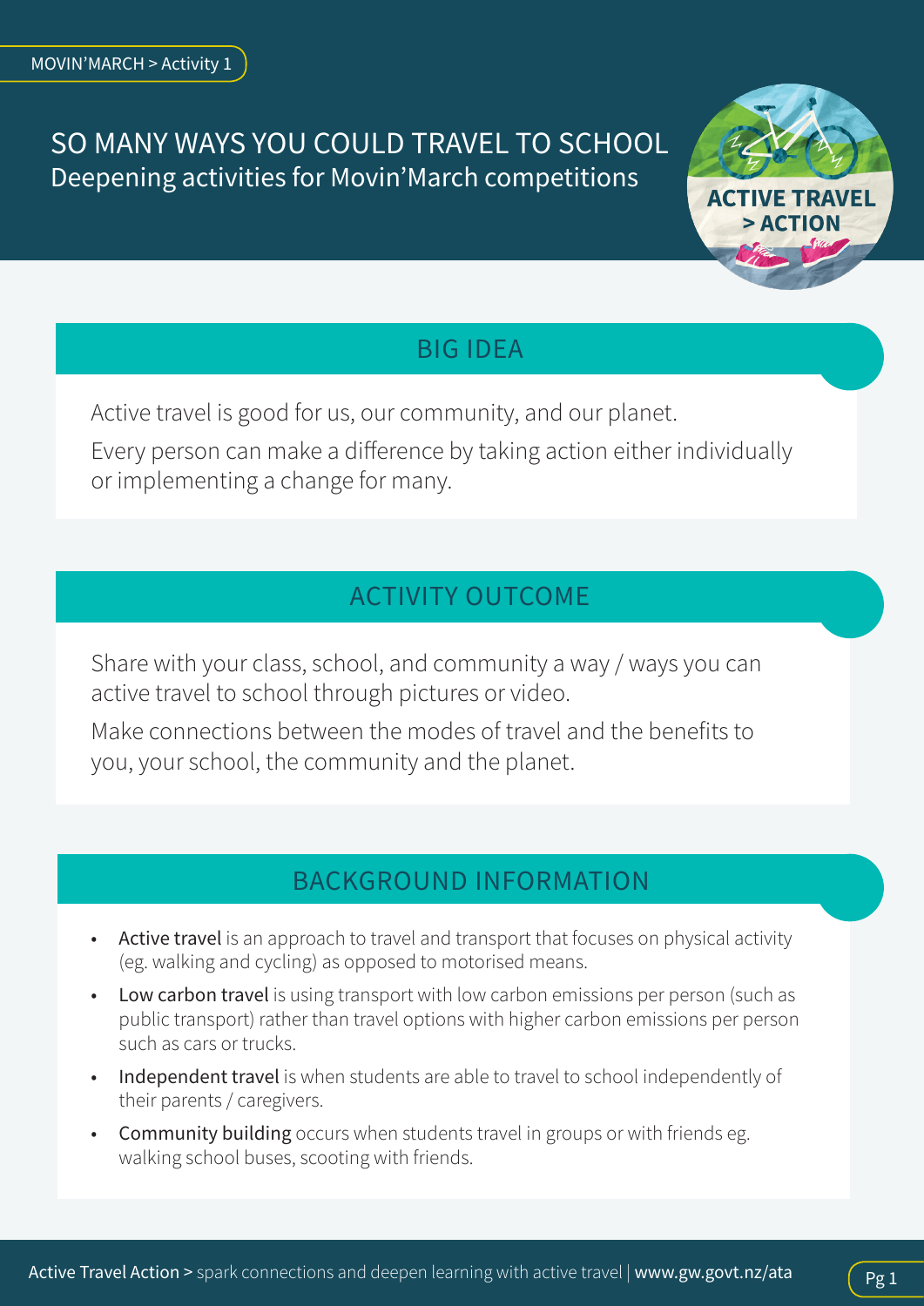MOVIN'MARCH > Activity 1

# SO MANY WAYS YOU COULD TRAVEL TO SCHOOL

Deepening activities for Movin'March competitions

ACTIVE TRAVEL > ACTION

## BIG IDEA

Active travel is good for us, our community, and our planet.

Every person can make a difference by taking action either individually or implementing a change for many.

## ACTIVITY OUTCOME

Share with your class, school, and community a way / ways you can active travel to school through pictures or video.

Make connections between the modes of travel and the benefits to you, your school, the community and the planet.

## BACKGROUND INFORMATION

- **Active travel** is an approach to travel and transport that focuses on physical activity (eg. walking and cycling) as opposed to motorised means.
- **Low carbon travel** is using transport with low carbon emissions per person (such as public transport) rather than travel options with higher carbon emissions per person such as cars or trucks.
- **Independent travel** is when students are able to travel to school independently of their parents / caregivers.
- **Community building** occurs when students travel in groups or with friends eg. walking school buses, scooting with friends.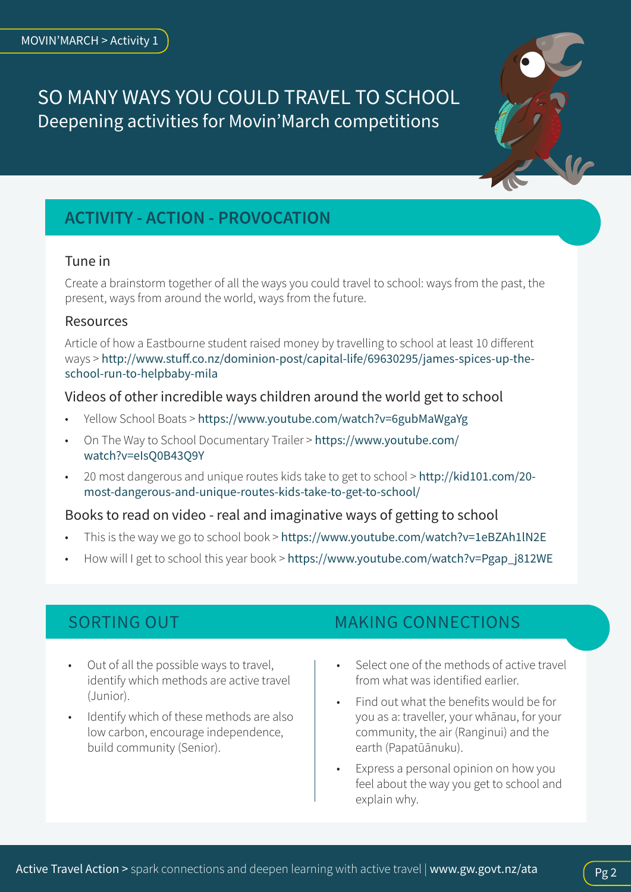MOVIN'MARCH > Activity 1

# SO MANY WAYS YOU COULD TRAVEL TO SCHOOL

Deepening activities for Movin'March competitions

## ACTIVITY - ACTION - PROVOCATION

### Tune in

Create a brainstorm together of all the ways you could travel to school: ways from the past, the present, ways from around the world, ways from the future.

### Resources

Article of how a Eastbourne student raised money by travelling to school at least 10 different ways > http://www.stuff.co.nz/dominion-post/capital-life/69630295/james-spices-up-the-school-run-to-helpbaby-mila

### Videos of other incredible ways children around the world get to school

- Yellow School Boats > https://www.youtube.com/watch?v=6gubMaWgaYg
- On The Way to School Documentary Trailer > https://www.youtube.com/watch?v=eIsQ0B43Q9Y
- 20 most dangerous and unique routes kids take to get to school > http://kid101.com/20-most-dangerous-and-unique-routes-kids-take-to-get-to-school/

### Books to read on video - real and imaginative ways of getting to school

- This is the way we go to school book > https://www.youtube.com/watch?v=1eBZAh1lN2E
- How will I get to school this year book > https://www.youtube.com/watch?v=Pgap_j812WE

## SORTING OUT

- Out of all the possible ways to travel, identify which methods are active travel (Junior).
- Identify which of these methods are also low carbon, encourage independence, build community (Senior).

## MAKING CONNECTIONS

- Select one of the methods of active travel from what was identified earlier.
- Find out what the benefits would be for you as a: traveller, your whānau, for your community, the air (Ranginui) and the earth (Papatūānuku).
- Express a personal opinion on how you feel about the way you get to school and explain why.

Active Travel Action > spark connections and deepen learning with active travel | www.gw.govt.nz/ata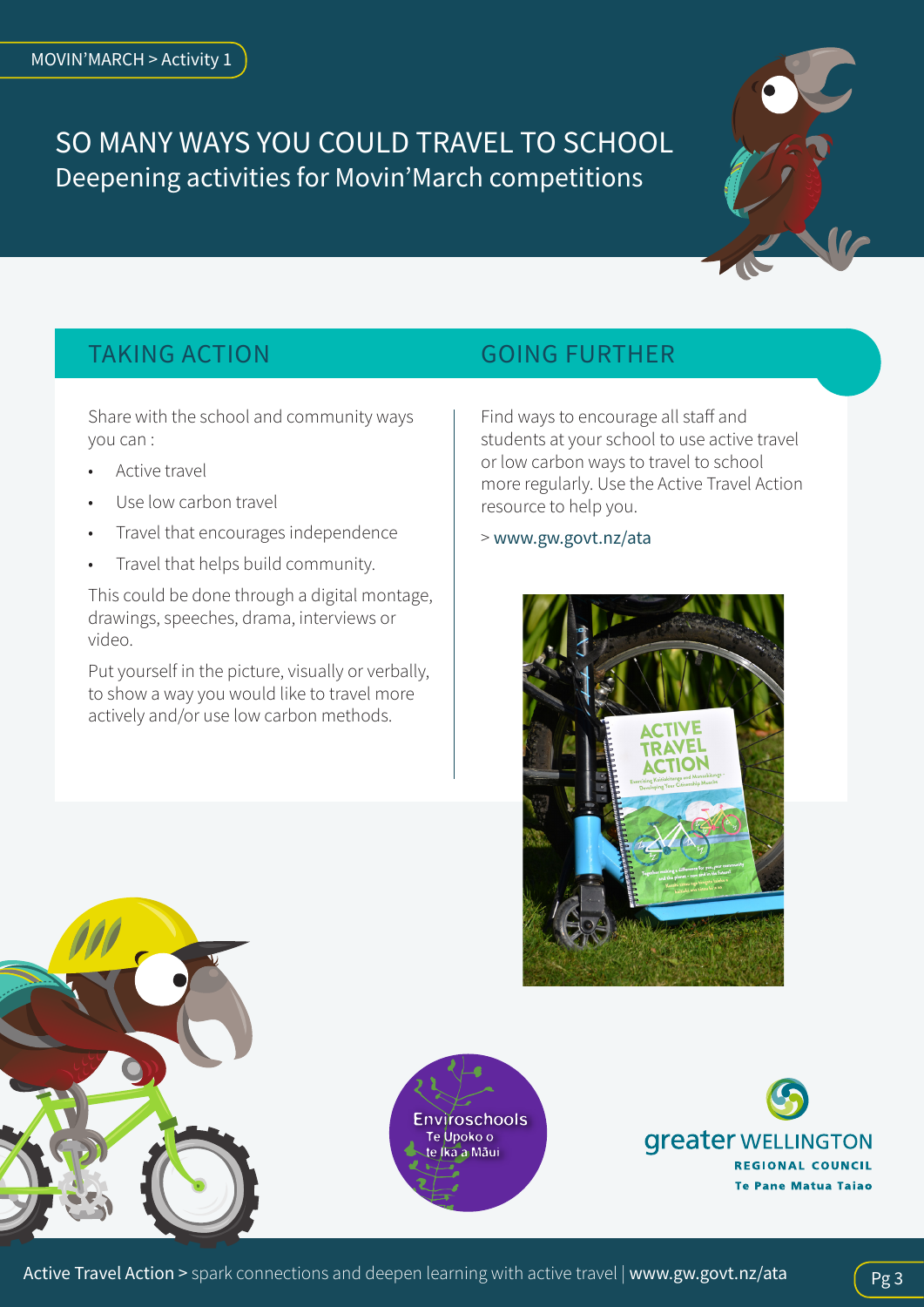MOVIN'MARCH > Activity 1

# SO MANY WAYS YOU COULD TRAVEL TO SCHOOL

## Deepening activities for Movin'March competitions

## TAKING ACTION

Share with the school and community ways you can :

- Active travel
- Use low carbon travel
- Travel that encourages independence
- Travel that helps build community.

This could be done through a digital montage, drawings, speeches, drama, interviews or video.

Put yourself in the picture, visually or verbally, to show a way you would like to travel more actively and/or use low carbon methods.

## GOING FURTHER

Find ways to encourage all staff and students at your school to use active travel or low carbon ways to travel to school more regularly. Use the Active Travel Action resource to help you.

> www.gw.govt.nz/ata

Enviroschools Te Upoko o te Ika a Māui

greater WELLINGTON REGIONAL COUNCIL Te Pane Matua Taiao

Active Travel Action > spark connections and deepen learning with active travel | www.gw.govt.nz/ata